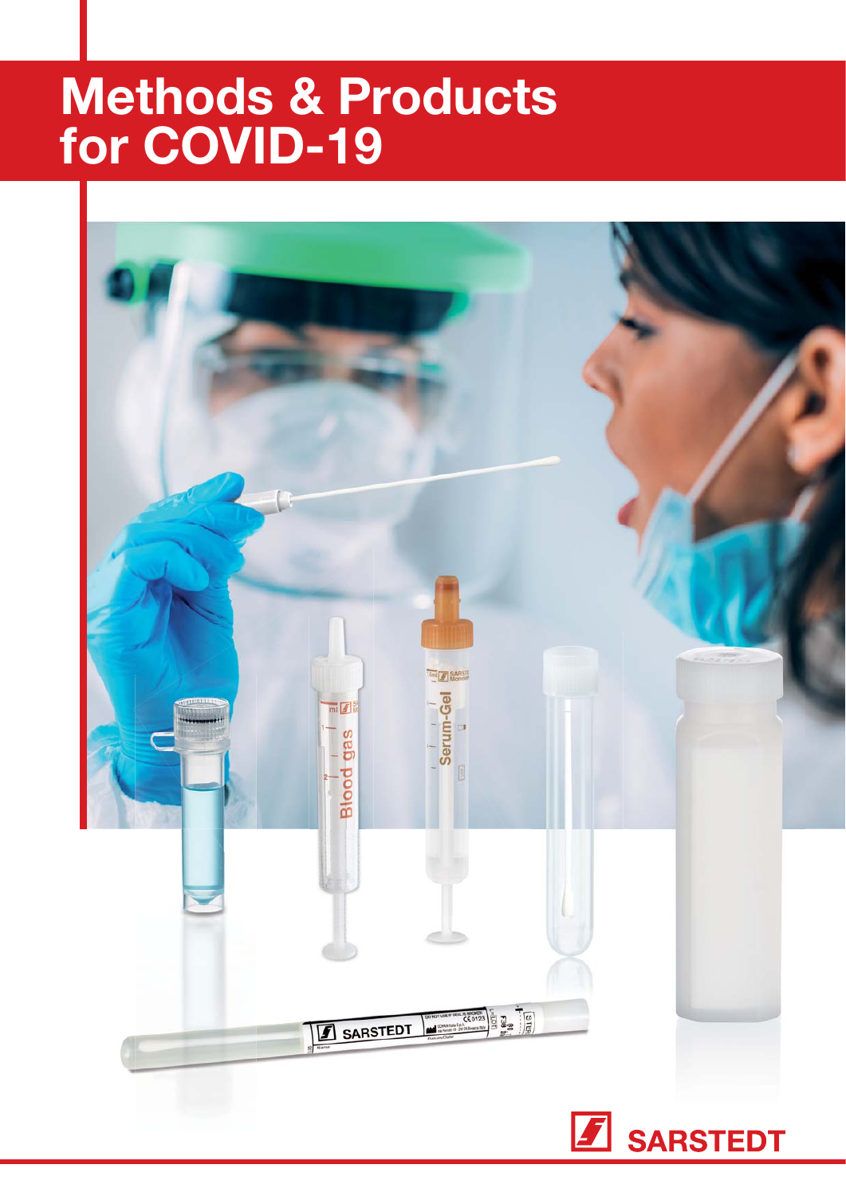# Methods & Products for COVID-19

SARSTEDT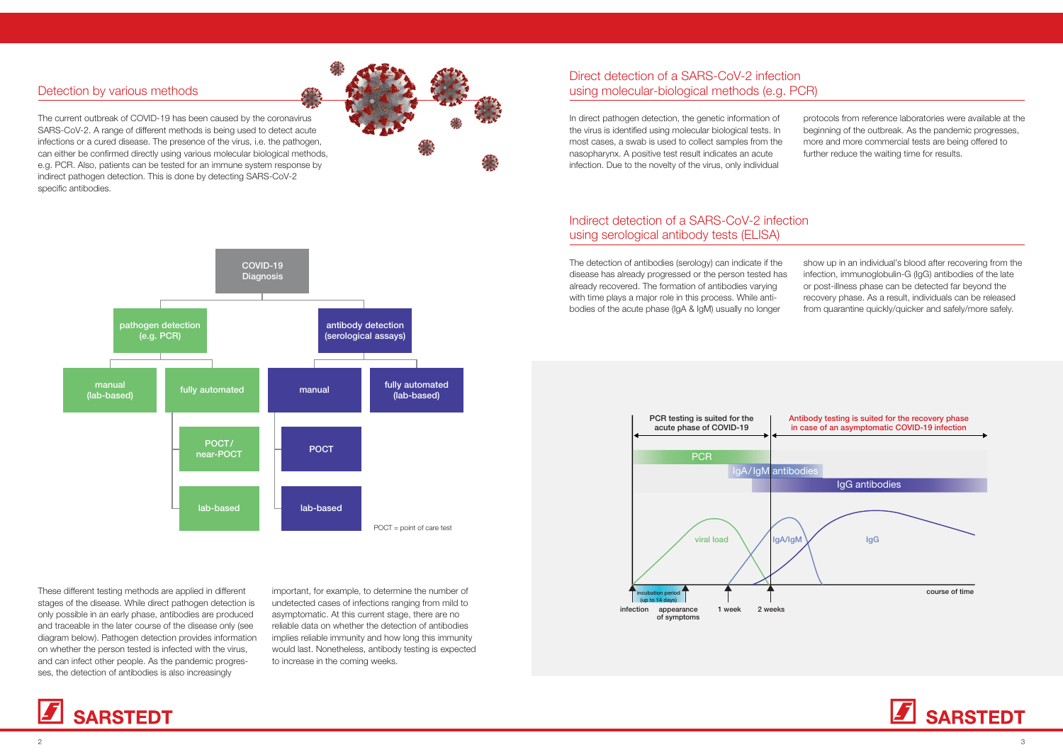## Detection by various methods

The current outbreak of COVID-19 has been caused by the coronavirus SARS-CoV-2. A range of different methods is being used to detect acute infections or a cured disease. The presence of the virus, i.e. the pathogen, can either be confirmed directly using various molecular biological methods, e.g. PCR. Also, patients can be tested for an immune system response by indirect pathogen detection. This is done by detecting SARS-CoV-2 specific antibodies.

COVID-19 Diagnosis

- pathogen detection (e.g. PCR)
  - manual (lab-based)
  - fully automated
    - POCT/ near-POCT
    - lab-based
- antibody detection (serological assays)
  - manual
    - POCT
    - lab-based
  - fully automated (lab-based)

POCT = point of care test

These different testing methods are applied in different stages of the disease. While direct pathogen detection is only possible in an early phase, antibodies are produced and traceable in the later course of the disease only (see diagram below). Pathogen detection provides information on whether the person tested is infected with the virus, and can infect other people. As the pandemic progresses, the detection of antibodies is also increasingly important, for example, to determine the number of undetected cases of infections ranging from mild to asymptomatic. At this current stage, there are no reliable data on whether the detection of antibodies implies reliable immunity and how long this immunity would last. Nonetheless, antibody testing is expected to increase in the coming weeks.

## Direct detection of a SARS-CoV-2 infection using molecular-biological methods (e.g. PCR)

In direct pathogen detection, the genetic information of the virus is identified using molecular biological tests. In most cases, a swab is used to collect samples from the nasopharynx. A positive test result indicates an acute infection. Due to the novelty of the virus, only individual protocols from reference laboratories were available at the beginning of the outbreak. As the pandemic progresses, more and more commercial tests are being offered to further reduce the waiting time for results.

## Indirect detection of a SARS-CoV-2 infection using serological antibody tests (ELISA)

The detection of antibodies (serology) can indicate if the disease has already progressed or the person tested has already recovered. The formation of antibodies varying with time plays a major role in this process. While antibodies of the acute phase (IgA & IgM) usually no longer show up in an individual's blood after recovering from the infection, immunoglobulin-G (IgG) antibodies of the late or post-illness phase can be detected far beyond the recovery phase. As a result, individuals can be released from quarantine quickly/quicker and safely/more safely.

PCR testing is suited for the acute phase of COVID-19

Antibody testing is suited for the recovery phase in case of an asymptomatic COVID-19 infection

PCR | IgA/IgM antibodies | IgG antibodies

viral load | IgA/IgM | IgG

incubation period (up to 14 days)

infection | appearance of symptoms | 1 week | 2 weeks | course of time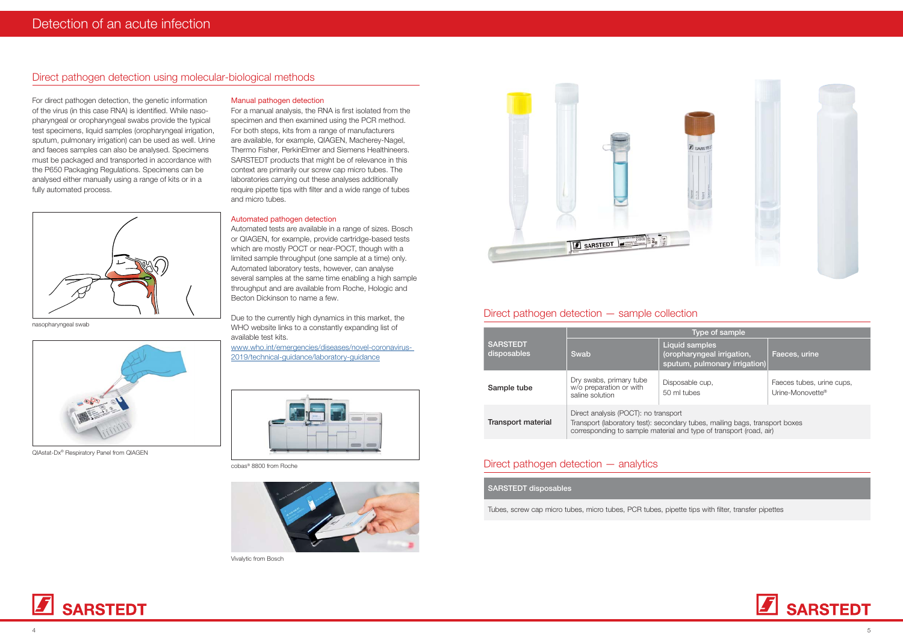# Detection of an acute infection

## Direct pathogen detection using molecular-biological methods

For direct pathogen detection, the genetic information of the virus (in this case RNA) is identified. While naso-pharyngeal or oropharyngeal swabs provide the typical test specimens, liquid samples (oropharyngeal irrigation, sputum, pulmonary irrigation) can be used as well. Urine and faeces samples can also be analysed. Specimens must be packaged and transported in accordance with the P650 Packaging Regulations. Specimens can be analysed either manually using a range of kits or in a fully automated process.

nasopharyngeal swab

QIAstat-Dx® Respiratory Panel from QIAGEN

### Manual pathogen detection

For a manual analysis, the RNA is first isolated from the specimen and then examined using the PCR method. For both steps, kits from a range of manufacturers are available, for example, QIAGEN, Macherey-Nagel, Thermo Fisher, PerkinElmer and Siemens Healthineers. SARSTEDT products that might be of relevance in this context are primarily our screw cap micro tubes. The laboratories carrying out these analyses additionally require pipette tips with filter and a wide range of tubes and micro tubes.

### Automated pathogen detection

Automated tests are available in a range of sizes. Bosch or QIAGEN, for example, provide cartridge-based tests which are mostly POCT or near-POCT, though with a limited sample throughput (one sample at a time) only. Automated laboratory tests, however, can analyse several samples at the same time enabling a high sample throughput and are available from Roche, Hologic and Becton Dickinson to name a few.

Due to the currently high dynamics in this market, the WHO website links to a constantly expanding list of available test kits.

www.who.int/emergencies/diseases/novel-coronavirus-2019/technical-guidance/laboratory-guidance

cobas® 8800 from Roche

Vivalytic from Bosch

## Direct pathogen detection — sample collection

| SARSTEDT disposables | Type of sample | | |
|---|---|---|---|
| | Swab | Liquid samples (oropharyngeal irrigation, sputum, pulmonary irrigation) | Faeces, urine |
| Sample tube | Dry swabs, primary tube w/o preparation or with saline solution | Disposable cup, 50 ml tubes | Faeces tubes, urine cups, Urine-Monovette® |
| Transport material | Direct analysis (POCT): no transport<br>Transport (laboratory test): secondary tubes, mailing bags, transport boxes corresponding to sample material and type of transport (road, air) | | |

## Direct pathogen detection — analytics

| SARSTEDT disposables |
|---|
| Tubes, screw cap micro tubes, micro tubes, PCR tubes, pipette tips with filter, transfer pipettes |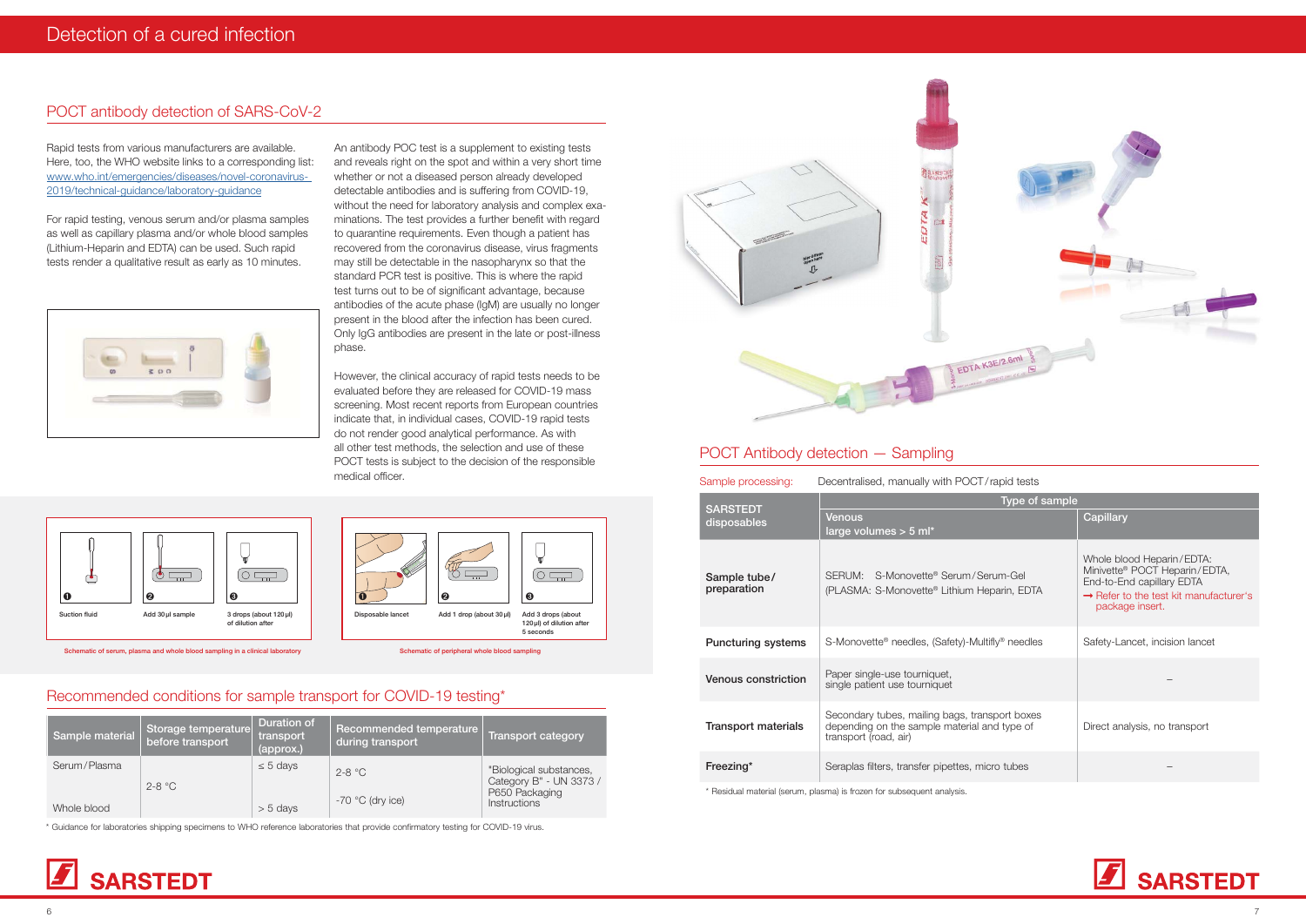# Detection of a cured infection

## POCT antibody detection of SARS-CoV-2

Rapid tests from various manufacturers are available. Here, too, the WHO website links to a corresponding list: www.who.int/emergencies/diseases/novel-coronavirus-2019/technical-guidance/laboratory-guidance

For rapid testing, venous serum and/or plasma samples as well as capillary plasma and/or whole blood samples (Lithium-Heparin and EDTA) can be used. Such rapid tests render a qualitative result as early as 10 minutes.

An antibody POC test is a supplement to existing tests and reveals right on the spot and within a very short time whether or not a diseased person already developed detectable antibodies and is suffering from COVID-19, without the need for laboratory analysis and complex examinations. The test provides a further benefit with regard to quarantine requirements. Even though a patient has recovered from the coronavirus disease, virus fragments may still be detectable in the nasopharynx so that the standard PCR test is positive. This is where the rapid test turns out to be of significant advantage, because antibodies of the acute phase (IgM) are usually no longer present in the blood after the infection has been cured. Only IgG antibodies are present in the late or post-illness phase.

However, the clinical accuracy of rapid tests needs to be evaluated before they are released for COVID-19 mass screening. Most recent reports from European countries indicate that, in individual cases, COVID-19 rapid tests do not render good analytical performance. As with all other test methods, the selection and use of these POCT tests is subject to the decision of the responsible medical officer.

❶ Suction fluid
❷ Add 30 µl sample
❸ 3 drops (about 120 µl) of dilution after

Schematic of serum, plasma and whole blood sampling in a clinical laboratory

❶ Disposable lancet
❷ Add 1 drop (about 30 µl)
❸ Add 3 drops (about 120 µl) of dilution after 5 seconds

Schematic of peripheral whole blood sampling

## Recommended conditions for sample transport for COVID-19 testing*

| Sample material | Storage temperature before transport | Duration of transport (approx.) | Recommended temperature during transport | Transport category |
|---|---|---|---|---|
| Serum/Plasma | 2-8 °C | ≤ 5 days | 2-8 °C | "Biological substances, Category B" - UN 3373 / P650 Packaging Instructions |
| Whole blood | | > 5 days | -70 °C (dry ice) | |

* Guidance for laboratories shipping specimens to WHO reference laboratories that provide confirmatory testing for COVID-19 virus.

## POCT Antibody detection — Sampling

Sample processing: Decentralised, manually with POCT/rapid tests

| SARSTEDT disposables | Type of sample | |
|---|---|---|
| | Venous large volumes > 5 ml* | Capillary |
| Sample tube/ preparation | SERUM: S-Monovette® Serum/Serum-Gel<br>(PLASMA: S-Monovette® Lithium Heparin, EDTA | Whole blood Heparin/EDTA: Minivette® POCT Heparin/EDTA, End-to-End capillary EDTA<br>→ Refer to the test kit manufacturer's package insert. |
| Puncturing systems | S-Monovette® needles, (Safety)-Multifly® needles | Safety-Lancet, incision lancet |
| Venous constriction | Paper single-use tourniquet, single patient use tourniquet | – |
| Transport materials | Secondary tubes, mailing bags, transport boxes depending on the sample material and type of transport (road, air) | Direct analysis, no transport |
| Freezing* | Seraplas filters, transfer pipettes, micro tubes | – |

* Residual material (serum, plasma) is frozen for subsequent analysis.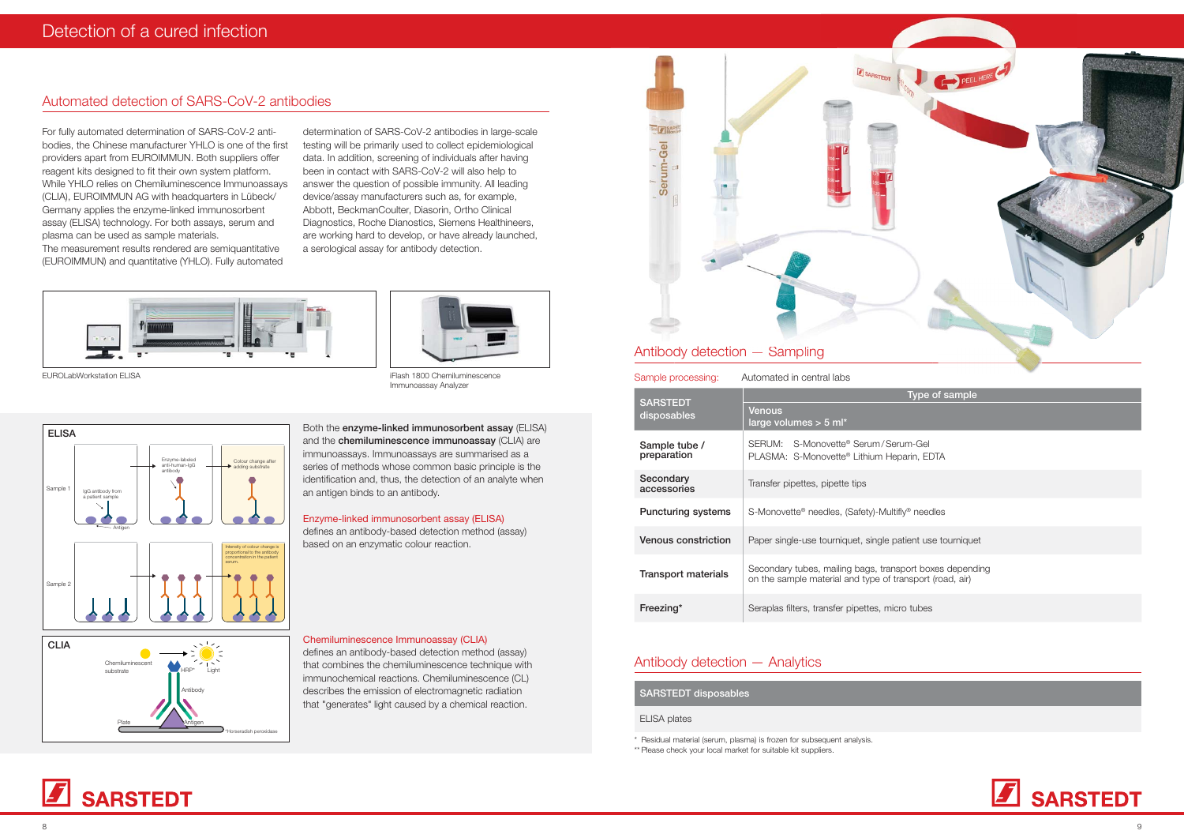# Detection of a cured infection

## Automated detection of SARS-CoV-2 antibodies

For fully automated determination of SARS-CoV-2 antibodies, the Chinese manufacturer YHLO is one of the first providers apart from EUROIMMUN. Both suppliers offer reagent kits designed to fit their own system platform. While YHLO relies on Chemiluminescence Immunoassays (CLIA), EUROIMMUN AG with headquarters in Lübeck/Germany applies the enzyme-linked immunosorbent assay (ELISA) technology. For both assays, serum and plasma can be used as sample materials.
The measurement results rendered are semiquantitative (EUROIMMUN) and quantitative (YHLO). Fully automated determination of SARS-CoV-2 antibodies in large-scale testing will be primarily used to collect epidemiological data. In addition, screening of individuals after having been in contact with SARS-CoV-2 will also help to answer the question of possible immunity. All leading device/assay manufacturers such as, for example, Abbott, BeckmanCoulter, Diasorin, Ortho Clinical Diagnostics, Roche Dianostics, Siemens Healthineers, are working hard to develop, or have already launched, a serological assay for antibody detection.

EUROLabWorkstation ELISA

iFlash 1800 Chemiluminescence Immunoassay Analyzer

Both the **enzyme-linked immunosorbent assay** (ELISA) and the **chemiluminescence immunoassay** (CLIA) are immunoassays. Immunoassays are summarised as a series of methods whose common basic principle is the identification and, thus, the detection of an analyte when an antigen binds to an antibody.

### Enzyme-linked immunosorbent assay (ELISA)

defines an antibody-based detection method (assay) based on an enzymatic colour reaction.

### Chemiluminescence Immunoassay (CLIA)

defines an antibody-based detection method (assay) that combines the immunochemical reactions. Chemiluminescence (CL) describes the emission of electromagnetic radiation that "generates" light caused by a chemical reaction.

## Antibody detection — Sampling

Sample processing: Automated in central labs

| SARSTEDT disposables | Type of sample<br>Venous<br>large volumes > 5 ml* |
|---|---|
| Sample tube / preparation | SERUM: S-Monovette® Serum/Serum-Gel<br>PLASMA: S-Monovette® Lithium Heparin, EDTA |
| Secondary accessories | Transfer pipettes, pipette tips |
| Puncturing systems | S-Monovette® needles, (Safety)-Multifly® needles |
| Venous constriction | Paper single-use tourniquet, single patient use tourniquet |
| Transport materials | Secondary tubes, mailing bags, transport boxes depending on the sample material and type of transport (road, air) |
| Freezing* | Seraplas filters, transfer pipettes, micro tubes |

## Antibody detection — Analytics

| SARSTEDT disposables |
|---|
| ELISA plates |

\* Residual material (serum, plasma) is frozen for subsequent analysis.
\*\* Please check your local market for suitable kit suppliers.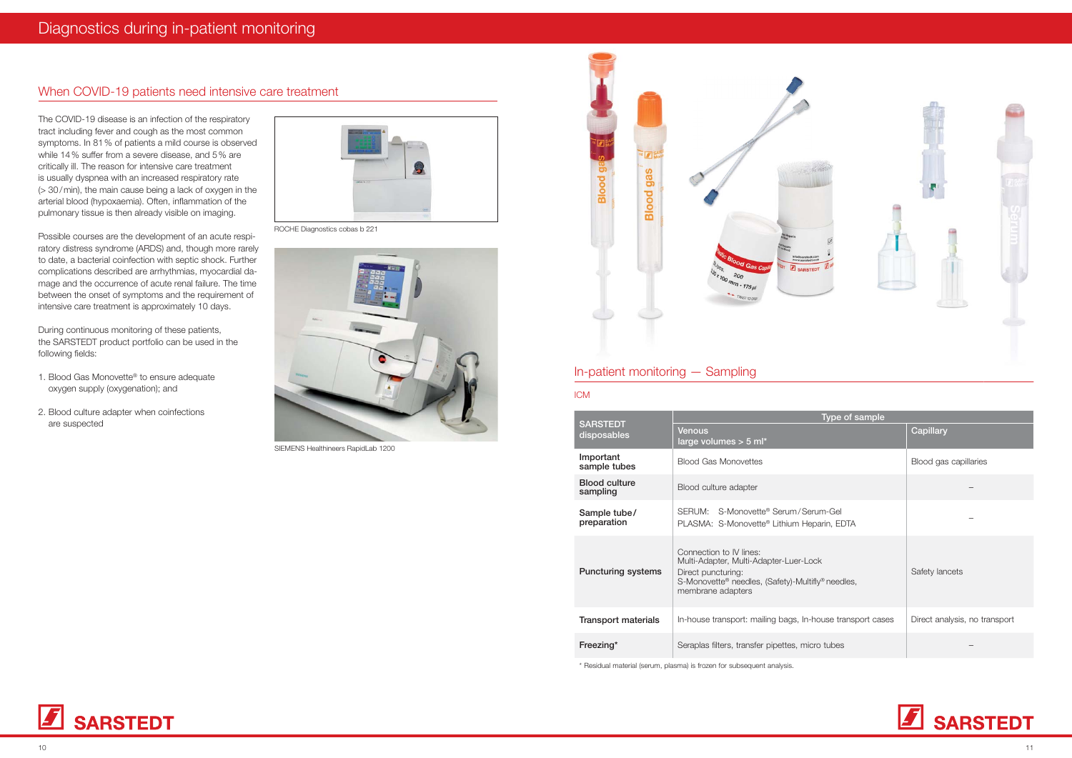# Diagnostics during in-patient monitoring

## When COVID-19 patients need intensive care treatment

The COVID-19 disease is an infection of the respiratory tract including fever and cough as the most common symptoms. In 81 % of patients a mild course is observed while 14 % suffer from a severe disease, and 5 % are critically ill. The reason for intensive care treatment is usually dyspnea with an increased respiratory rate (> 30 / min), the main cause being a lack of oxygen in the arterial blood (hypoxaemia). Often, inflammation of the pulmonary tissue is then already visible on imaging.

Possible courses are the development of an acute respiratory distress syndrome (ARDS) and, though more rarely to date, a bacterial coinfection with septic shock. Further complications described are arrhythmias, myocardial damage and the occurrence of acute renal failure. The time between the onset of symptoms and the requirement of intensive care treatment is approximately 10 days.

During continuous monitoring of these patients, the SARSTEDT product portfolio can be used in the following fields:

1. Blood Gas Monovette® to ensure adequate oxygen supply (oxygenation); and
2. Blood culture adapter when coinfections are suspected

ROCHE Diagnostics cobas b 221

SIEMENS Healthineers RapidLab 1200

## In-patient monitoring — Sampling

ICM

| SARSTEDT disposables | Type of sample | |
|---|---|---|
| | Venous large volumes > 5 ml* | Capillary |
| **Important sample tubes** | Blood Gas Monovettes | Blood gas capillaries |
| **Blood culture sampling** | Blood culture adapter | – |
| **Sample tube / preparation** | SERUM: S-Monovette® Serum / Serum-Gel<br>PLASMA: S-Monovette® Lithium Heparin, EDTA | – |
| **Puncturing systems** | Connection to IV lines:<br>Multi-Adapter, Multi-Adapter-Luer-Lock<br>Direct puncturing:<br>S-Monovette® needles, (Safety)-Multifly® needles, membrane adapters | Safety lancets |
| **Transport materials** | In-house transport: mailing bags, In-house transport cases | Direct analysis, no transport |
| **Freezing*** | Seraplas filters, transfer pipettes, micro tubes | – |

* Residual material (serum, plasma) is frozen for subsequent analysis.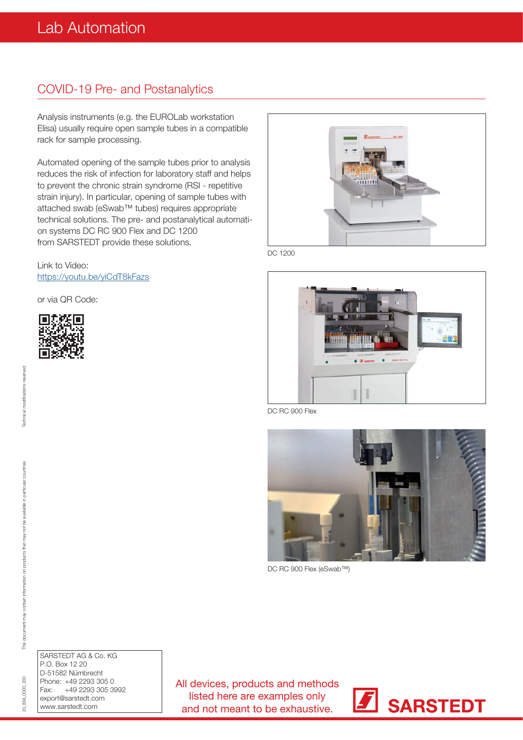# Lab Automation

## COVID-19 Pre- and Postanalytics

Analysis instruments (e.g. the EUROLab workstation Elisa) usually require open sample tubes in a compatible rack for sample processing.

Automated opening of the sample tubes prior to analysis reduces the risk of infection for laboratory staff and helps to prevent the chronic strain syndrome (RSI - repetitive strain injury). In particular, opening of sample tubes with attached swab (eSwab™ tubes) requires appropriate technical solutions. The pre- and postanalytical automation systems DC RC 900 Flex and DC 1200 from SARSTEDT provide these solutions.

Link to Video:
https://youtu.be/yiCdT8kFazs

or via QR Code:

DC 1200

DC RC 900 Flex

DC RC 900 Flex (eSwab™)

SARSTEDT AG & Co. KG
P.O. Box 12 20
D-51582 Nümbrecht
Phone: +49 2293 305 0
Fax: +49 2293 305 3992
export@sarstedt.com
www.sarstedt.com

All devices, products and methods listed here are examples only and not meant to be exhaustive.

SARSTEDT

This document may contain information on products that may not be available in particular countries. Technical modifications reserved

20_856_0000_200